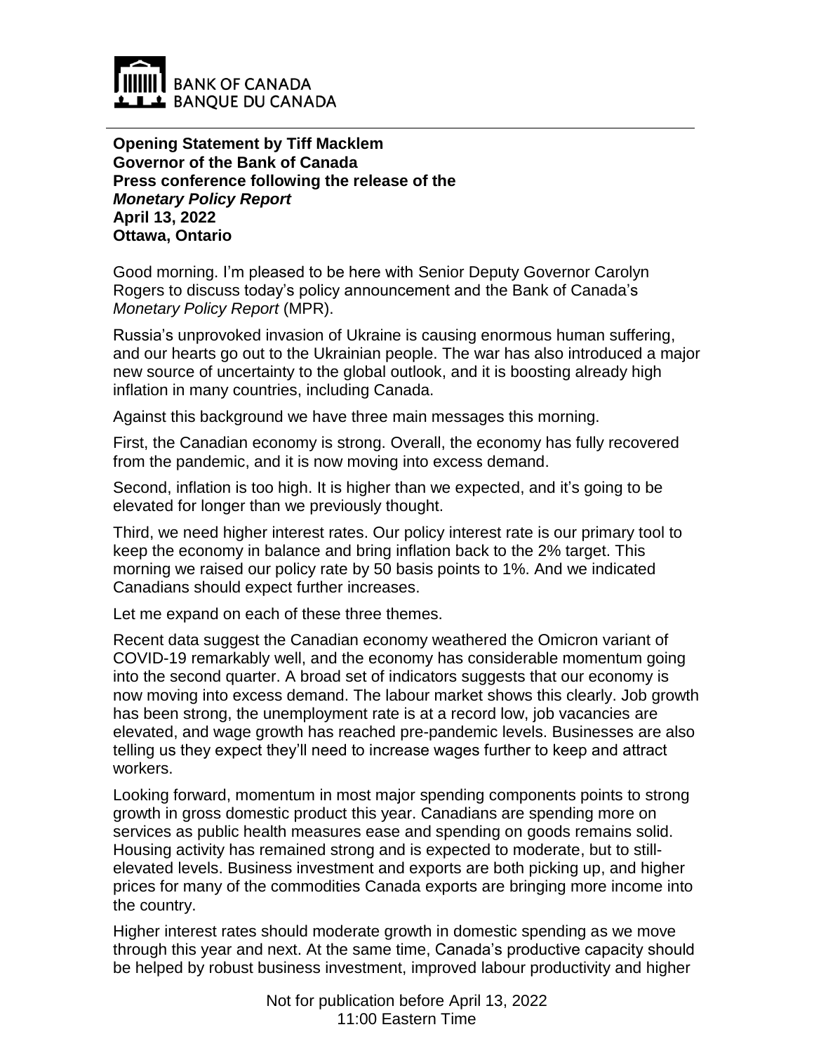**Opening Statement by Tiff Macklem**
**Governor of the Bank of Canada**
**Press conference following the release of the**
***Monetary Policy Report***
**April 13, 2022**
**Ottawa, Ontario**

Good morning. I'm pleased to be here with Senior Deputy Governor Carolyn Rogers to discuss today's policy announcement and the Bank of Canada's *Monetary Policy Report* (MPR).

Russia's unprovoked invasion of Ukraine is causing enormous human suffering, and our hearts go out to the Ukrainian people. The war has also introduced a major new source of uncertainty to the global outlook, and it is boosting already high inflation in many countries, including Canada.

Against this background we have three main messages this morning.

First, the Canadian economy is strong. Overall, the economy has fully recovered from the pandemic, and it is now moving into excess demand.

Second, inflation is too high. It is higher than we expected, and it's going to be elevated for longer than we previously thought.

Third, we need higher interest rates. Our policy interest rate is our primary tool to keep the economy in balance and bring inflation back to the 2% target. This morning we raised our policy rate by 50 basis points to 1%. And we indicated Canadians should expect further increases.

Let me expand on each of these three themes.

Recent data suggest the Canadian economy weathered the Omicron variant of COVID-19 remarkably well, and the economy has considerable momentum going into the second quarter. A broad set of indicators suggests that our economy is now moving into excess demand. The labour market shows this clearly. Job growth has been strong, the unemployment rate is at a record low, job vacancies are elevated, and wage growth has reached pre-pandemic levels. Businesses are also telling us they expect they'll need to increase wages further to keep and attract workers.

Looking forward, momentum in most major spending components points to strong growth in gross domestic product this year. Canadians are spending more on services as public health measures ease and spending on goods remains solid. Housing activity has remained strong and is expected to moderate, but to still-elevated levels. Business investment and exports are both picking up, and higher prices for many of the commodities Canada exports are bringing more income into the country.

Higher interest rates should moderate growth in domestic spending as we move through this year and next. At the same time, Canada's productive capacity should be helped by robust business investment, improved labour productivity and higher

Not for publication before April 13, 2022
11:00 Eastern Time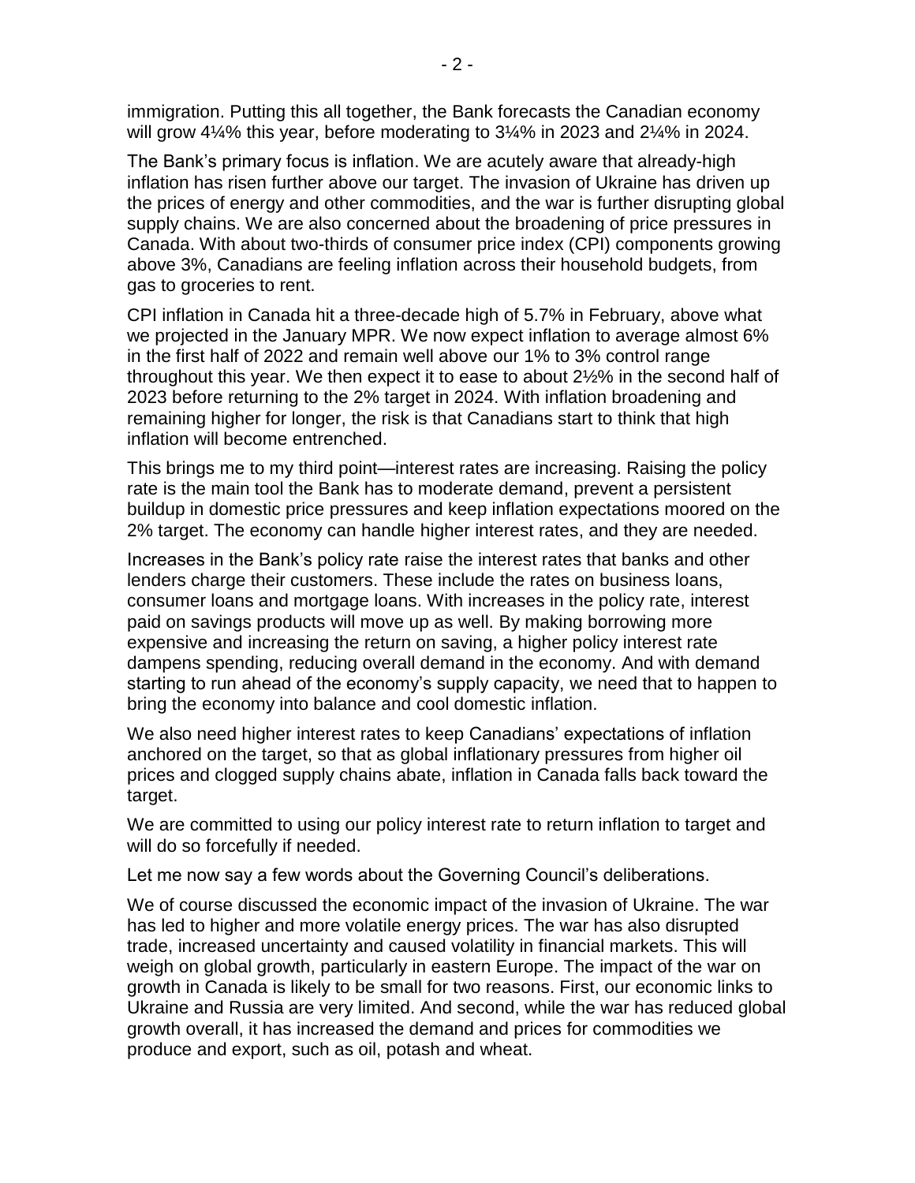immigration. Putting this all together, the Bank forecasts the Canadian economy will grow 4¼% this year, before moderating to 3¼% in 2023 and 2¼% in 2024.

The Bank's primary focus is inflation. We are acutely aware that already-high inflation has risen further above our target. The invasion of Ukraine has driven up the prices of energy and other commodities, and the war is further disrupting global supply chains. We are also concerned about the broadening of price pressures in Canada. With about two-thirds of consumer price index (CPI) components growing above 3%, Canadians are feeling inflation across their household budgets, from gas to groceries to rent.

CPI inflation in Canada hit a three-decade high of 5.7% in February, above what we projected in the January MPR. We now expect inflation to average almost 6% in the first half of 2022 and remain well above our 1% to 3% control range throughout this year. We then expect it to ease to about 2½% in the second half of 2023 before returning to the 2% target in 2024. With inflation broadening and remaining higher for longer, the risk is that Canadians start to think that high inflation will become entrenched.

This brings me to my third point—interest rates are increasing. Raising the policy rate is the main tool the Bank has to moderate demand, prevent a persistent buildup in domestic price pressures and keep inflation expectations moored on the 2% target. The economy can handle higher interest rates, and they are needed.

Increases in the Bank's policy rate raise the interest rates that banks and other lenders charge their customers. These include the rates on business loans, consumer loans and mortgage loans. With increases in the policy rate, interest paid on savings products will move up as well. By making borrowing more expensive and increasing the return on saving, a higher policy interest rate dampens spending, reducing overall demand in the economy. And with demand starting to run ahead of the economy's supply capacity, we need that to happen to bring the economy into balance and cool domestic inflation.

We also need higher interest rates to keep Canadians' expectations of inflation anchored on the target, so that as global inflationary pressures from higher oil prices and clogged supply chains abate, inflation in Canada falls back toward the target.

We are committed to using our policy interest rate to return inflation to target and will do so forcefully if needed.

Let me now say a few words about the Governing Council's deliberations.

We of course discussed the economic impact of the invasion of Ukraine. The war has led to higher and more volatile energy prices. The war has also disrupted trade, increased uncertainty and caused volatility in financial markets. This will weigh on global growth, particularly in eastern Europe. The impact of the war on growth in Canada is likely to be small for two reasons. First, our economic links to Ukraine and Russia are very limited. And second, while the war has reduced global growth overall, it has increased the demand and prices for commodities we produce and export, such as oil, potash and wheat.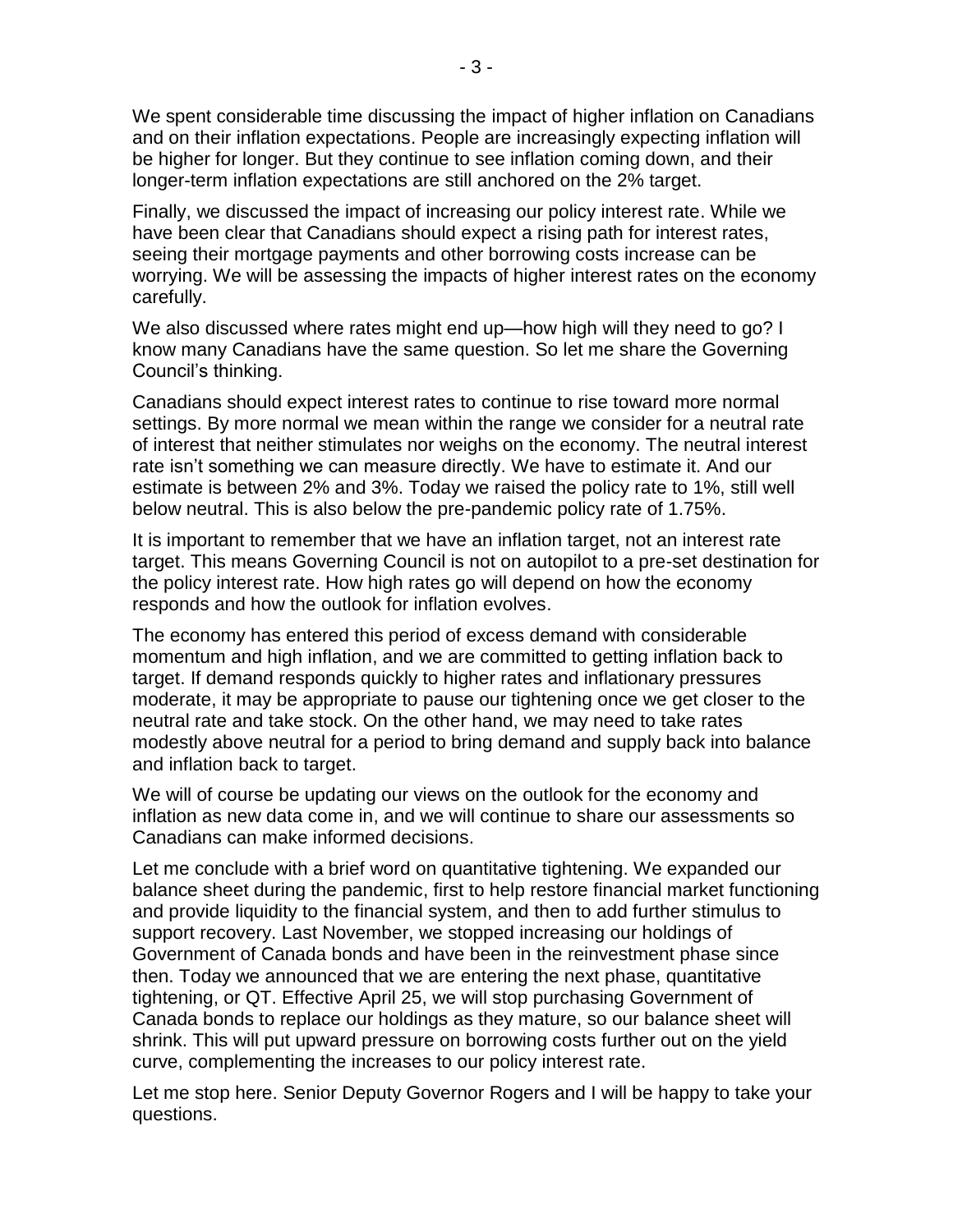We spent considerable time discussing the impact of higher inflation on Canadians and on their inflation expectations. People are increasingly expecting inflation will be higher for longer. But they continue to see inflation coming down, and their longer-term inflation expectations are still anchored on the 2% target.

Finally, we discussed the impact of increasing our policy interest rate. While we have been clear that Canadians should expect a rising path for interest rates, seeing their mortgage payments and other borrowing costs increase can be worrying. We will be assessing the impacts of higher interest rates on the economy carefully.

We also discussed where rates might end up—how high will they need to go? I know many Canadians have the same question. So let me share the Governing Council's thinking.

Canadians should expect interest rates to continue to rise toward more normal settings. By more normal we mean within the range we consider for a neutral rate of interest that neither stimulates nor weighs on the economy. The neutral interest rate isn't something we can measure directly. We have to estimate it. And our estimate is between 2% and 3%. Today we raised the policy rate to 1%, still well below neutral. This is also below the pre-pandemic policy rate of 1.75%.

It is important to remember that we have an inflation target, not an interest rate target. This means Governing Council is not on autopilot to a pre-set destination for the policy interest rate. How high rates go will depend on how the economy responds and how the outlook for inflation evolves.

The economy has entered this period of excess demand with considerable momentum and high inflation, and we are committed to getting inflation back to target. If demand responds quickly to higher rates and inflationary pressures moderate, it may be appropriate to pause our tightening once we get closer to the neutral rate and take stock. On the other hand, we may need to take rates modestly above neutral for a period to bring demand and supply back into balance and inflation back to target.

We will of course be updating our views on the outlook for the economy and inflation as new data come in, and we will continue to share our assessments so Canadians can make informed decisions.

Let me conclude with a brief word on quantitative tightening. We expanded our balance sheet during the pandemic, first to help restore financial market functioning and provide liquidity to the financial system, and then to add further stimulus to support recovery. Last November, we stopped increasing our holdings of Government of Canada bonds and have been in the reinvestment phase since then. Today we announced that we are entering the next phase, quantitative tightening, or QT. Effective April 25, we will stop purchasing Government of Canada bonds to replace our holdings as they mature, so our balance sheet will shrink. This will put upward pressure on borrowing costs further out on the yield curve, complementing the increases to our policy interest rate.

Let me stop here. Senior Deputy Governor Rogers and I will be happy to take your questions.